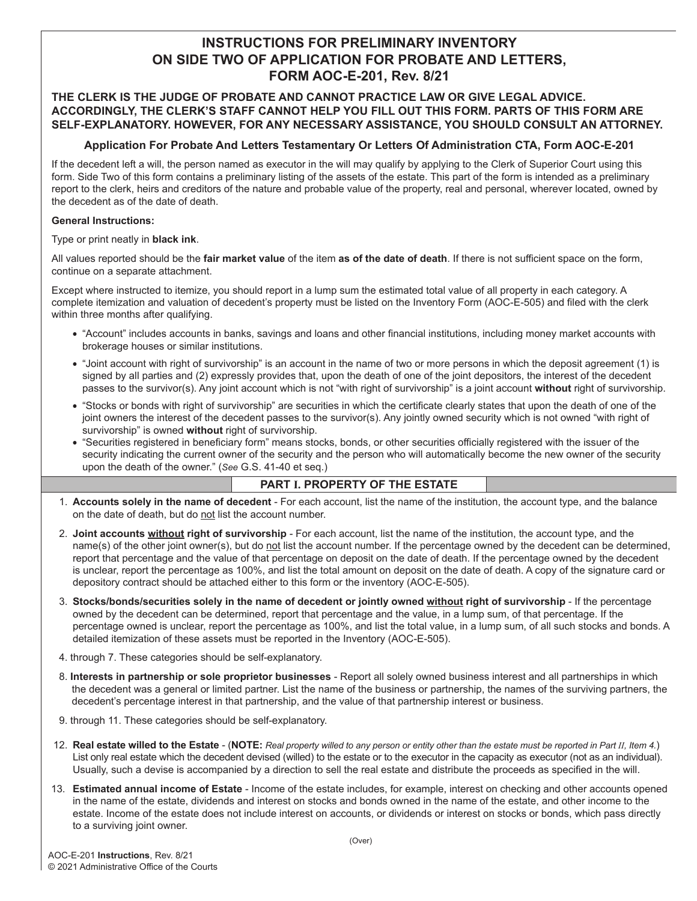# INSTRUCTIONS FOR PRELIMINARY INVENTORY ON SIDE TWO OF APPLICATION FOR PROBATE AND LETTERS, FORM AOC-E-201, Rev. 8/21

**THE CLERK IS THE JUDGE OF PROBATE AND CANNOT PRACTICE LAW OR GIVE LEGAL ADVICE. ACCORDINGLY, THE CLERK'S STAFF CANNOT HELP YOU FILL OUT THIS FORM. PARTS OF THIS FORM ARE SELF-EXPLANATORY. HOWEVER, FOR ANY NECESSARY ASSISTANCE, YOU SHOULD CONSULT AN ATTORNEY.**

### Application For Probate And Letters Testamentary Or Letters Of Administration CTA, Form AOC-E-201

If the decedent left a will, the person named as executor in the will may qualify by applying to the Clerk of Superior Court using this form. Side Two of this form contains a preliminary listing of the assets of the estate. This part of the form is intended as a preliminary report to the clerk, heirs and creditors of the nature and probable value of the property, real and personal, wherever located, owned by the decedent as of the date of death.

**General Instructions:**

Type or print neatly in **black ink**.

All values reported should be the **fair market value** of the item **as of the date of death**. If there is not sufficient space on the form, continue on a separate attachment.

Except where instructed to itemize, you should report in a lump sum the estimated total value of all property in each category. A complete itemization and valuation of decedent's property must be listed on the Inventory Form (AOC-E-505) and filed with the clerk within three months after qualifying.

- "Account" includes accounts in banks, savings and loans and other financial institutions, including money market accounts with brokerage houses or similar institutions.
- "Joint account with right of survivorship" is an account in the name of two or more persons in which the deposit agreement (1) is signed by all parties and (2) expressly provides that, upon the death of one of the joint depositors, the interest of the decedent passes to the survivor(s). Any joint account which is not "with right of survivorship" is a joint account **without** right of survivorship.
- "Stocks or bonds with right of survivorship" are securities in which the certificate clearly states that upon the death of one of the joint owners the interest of the decedent passes to the survivor(s). Any jointly owned security which is not owned "with right of survivorship" is owned **without** right of survivorship.
- "Securities registered in beneficiary form" means stocks, bonds, or other securities officially registered with the issuer of the security indicating the current owner of the security and the person who will automatically become the new owner of the security upon the death of the owner." (*See* G.S. 41-40 et seq.)

## PART I. PROPERTY OF THE ESTATE

1. **Accounts solely in the name of decedent** - For each account, list the name of the institution, the account type, and the balance on the date of death, but do not list the account number.
2. **Joint accounts without right of survivorship** - For each account, list the name of the institution, the account type, and the name(s) of the other joint owner(s), but do not list the account number. If the percentage owned by the decedent can be determined, report that percentage and the value of that percentage on deposit on the date of death. If the percentage owned by the decedent is unclear, report the percentage as 100%, and list the total amount on deposit on the date of death. A copy of the signature card or depository contract should be attached either to this form or the inventory (AOC-E-505).
3. **Stocks/bonds/securities solely in the name of decedent or jointly owned without right of survivorship** - If the percentage owned by the decedent can be determined, report that percentage and the value, in a lump sum, of that percentage. If the percentage owned is unclear, report the percentage as 100%, and list the total value, in a lump sum, of all such stocks and bonds. A detailed itemization of these assets must be reported in the Inventory (AOC-E-505).
4. through 7. These categories should be self-explanatory.
8. **Interests in partnership or sole proprietor businesses** - Report all solely owned business interest and all partnerships in which the decedent was a general or limited partner. List the name of the business or partnership, the names of the surviving partners, the decedent's percentage interest in that partnership, and the value of that partnership interest or business.
9. through 11. These categories should be self-explanatory.
12. **Real estate willed to the Estate** - (**NOTE:** *Real property willed to any person or entity other than the estate must be reported in Part II, Item 4.*) List only real estate which the decedent devised (willed) to the estate or to the executor in the capacity as executor (not as an individual). Usually, such a devise is accompanied by a direction to sell the real estate and distribute the proceeds as specified in the will.
13. **Estimated annual income of Estate** - Income of the estate includes, for example, interest on checking and other accounts opened in the name of the estate, dividends and interest on stocks and bonds owned in the name of the estate, and other income to the estate. Income of the estate does not include interest on accounts, or dividends or interest on stocks or bonds, which pass directly to a surviving joint owner.

(Over)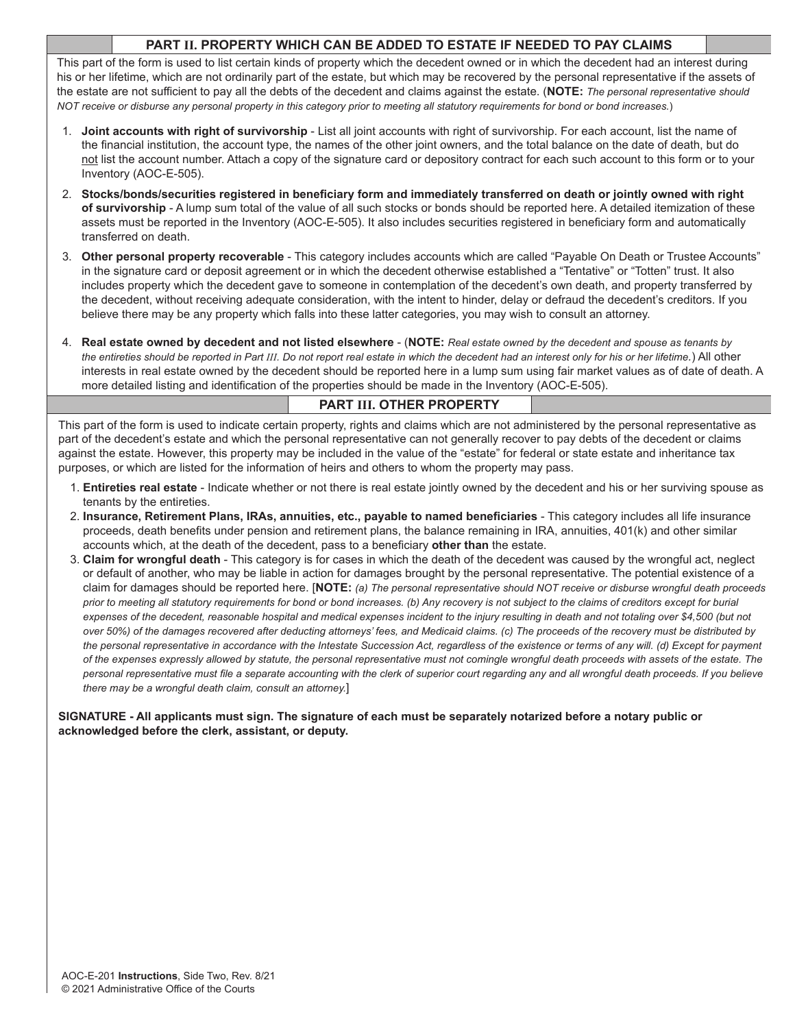## PART II. PROPERTY WHICH CAN BE ADDED TO ESTATE IF NEEDED TO PAY CLAIMS

This part of the form is used to list certain kinds of property which the decedent owned or in which the decedent had an interest during his or her lifetime, which are not ordinarily part of the estate, but which may be recovered by the personal representative if the assets of the estate are not sufficient to pay all the debts of the decedent and claims against the estate. (**NOTE:** *The personal representative should NOT receive or disburse any personal property in this category prior to meeting all statutory requirements for bond or bond increases.*)

1. **Joint accounts with right of survivorship** - List all joint accounts with right of survivorship. For each account, list the name of the the financial institution, the account type, the names of the other joint owners, and the total balance on the date of death, but do not list the account number. Attach a copy of the signature card or depository contract for each such account to this form or to your Inventory (AOC-E-505).
2. **Stocks/bonds/securities registered in beneficiary form and immediately transferred on death or jointly owned with right of survivorship** - A lump sum total of the value of all such stocks or bonds should be reported here. A detailed itemization of these assets must be reported in the Inventory (AOC-E-505). It also includes securities registered in beneficiary form and automatically transferred on death.
3. **Other personal property recoverable** - This category includes accounts which are called "Payable On Death or Trustee Accounts" in the signature card or deposit agreement or in which the decedent otherwise established a "Tentative" or "Totten" trust. It also includes property which the decedent gave to someone in contemplation of the decedent's own death, and property transferred by the decedent, without receiving adequate consideration, with the intent to hinder, delay or defraud the decedent's creditors. If you believe there may be any property which falls into these latter categories, you may wish to consult an attorney.
4. **Real estate owned by decedent and not listed elsewhere** - (**NOTE:** *Real estate owned by the decedent and spouse as tenants by the entireties should be reported in Part III. Do not report real estate in which the decedent had an interest only for his or her lifetime.*) All other interests in real estate owned by the decedent should be reported here in a lump sum using fair market values as of date of death. A more detailed listing and identification of the properties should be made in the Inventory (AOC-E-505).

## PART III. OTHER PROPERTY

This part of the form is used to indicate certain property, rights and claims which are not administered by the personal representative as part of the decedent's estate and which the personal representative can not generally recover to pay debts of the decedent or claims against the estate. However, this property may be included in the value of the "estate" for federal or state estate and inheritance tax purposes, or which are listed for the information of heirs and others to whom the property may pass.

1. **Entireties real estate** - Indicate whether or not there is real estate jointly owned by the decedent and his or her surviving spouse as tenants by the entireties.
2. **Insurance, Retirement Plans, IRAs, annuities, etc., payable to named beneficiaries** - This category includes all life insurance proceeds, death benefits under pension and retirement plans, the balance remaining in IRA, annuities, 401(k) and other similar accounts which, at the death of the decedent, pass to a beneficiary **other than** the estate.
3. **Claim for wrongful death** - This category is for cases in which the death of the decedent was caused by the wrongful act, neglect or default of another, who may be liable in action for damages brought by the personal representative. The potential existence of a claim for damages should be reported here. [**NOTE:** *(a) The personal representative should NOT receive or disburse wrongful death proceeds prior to meeting all statutory requirements for bond or bond increases. (b) Any recovery is not subject to the claims of creditors except for burial expenses of the decedent, reasonable hospital and medical expenses incident to the injury resulting in death and not totaling over $4,500 (but not over 50%) of the damages recovered after deducting attorneys' fees, and Medicaid claims. (c) The proceeds of the recovery must be distributed by the personal representative in accordance with the Intestate Succession Act, regardless of the existence or terms of any will. (d) Except for payment of the expenses expressly allowed by statute, the personal representative must not comingle wrongful death proceeds with assets of the estate. The personal representative must file a separate accounting with the clerk of superior court regarding any and all wrongful death proceeds. If you believe there may be a wrongful death claim, consult an attorney.*]

**SIGNATURE - All applicants must sign. The signature of each must be separately notarized before a notary public or acknowledged before the clerk, assistant, or deputy.**

AOC-E-201 **Instructions**, Side Two, Rev. 8/21
© 2021 Administrative Office of the Courts